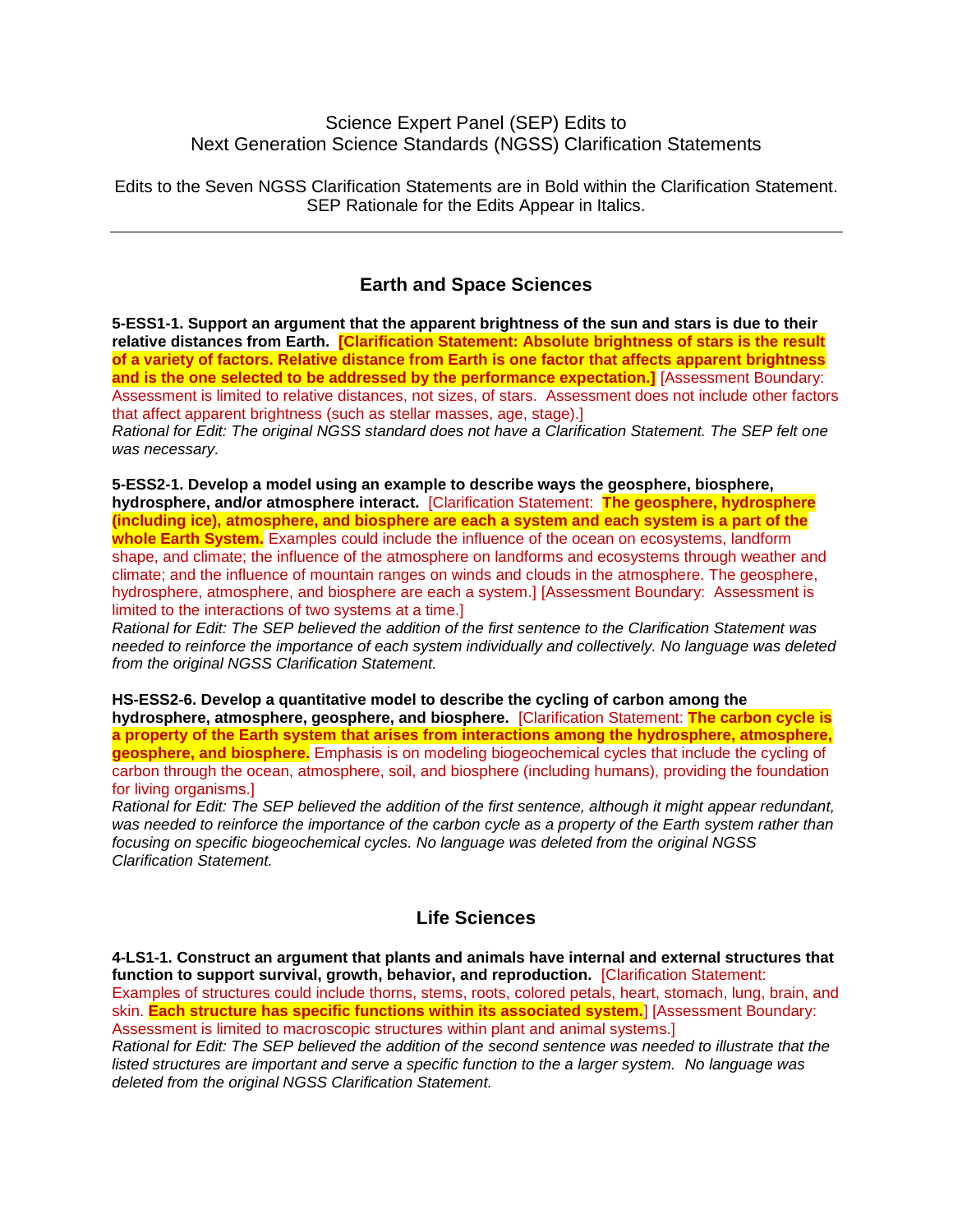Science Expert Panel (SEP) Edits to
Next Generation Science Standards (NGSS) Clarification Statements

Edits to the Seven NGSS Clarification Statements are in Bold within the Clarification Statement. SEP Rationale for the Edits Appear in Italics.

---

## Earth and Space Sciences

**5-ESS1-1. Support an argument that the apparent brightness of the sun and stars is due to their relative distances from Earth.** **[Clarification Statement: Absolute brightness of stars is the result of a variety of factors. Relative distance from Earth is one factor that affects apparent brightness and is the one selected to be addressed by the performance expectation.]** [Assessment Boundary: Assessment is limited to relative distances, not sizes, of stars. Assessment does not include other factors that affect apparent brightness (such as stellar masses, age, stage).]
*Rational for Edit: The original NGSS standard does not have a Clarification Statement. The SEP felt one was necessary.*

**5-ESS2-1. Develop a model using an example to describe ways the geosphere, biosphere, hydrosphere, and/or atmosphere interact.** [Clarification Statement: **The geosphere, hydrosphere (including ice), atmosphere, and biosphere are each a system and each system is a part of the whole Earth System.** Examples could include the influence of the ocean on ecosystems, landform shape, and climate; the influence of the atmosphere on landforms and ecosystems through weather and climate; and the influence of mountain ranges on winds and clouds in the atmosphere. The geosphere, hydrosphere, atmosphere, and biosphere are each a system.] [Assessment Boundary: Assessment is limited to the interactions of two systems at a time.]
*Rational for Edit: The SEP believed the addition of the first sentence to the Clarification Statement was needed to reinforce the importance of each system individually and collectively. No language was deleted from the original NGSS Clarification Statement.*

**HS-ESS2-6. Develop a quantitative model to describe the cycling of carbon among the hydrosphere, atmosphere, geosphere, and biosphere.** [Clarification Statement: **The carbon cycle is a property of the Earth system that arises from interactions among the hydrosphere, atmosphere, geosphere, and biosphere.** Emphasis is on modeling biogeochemical cycles that include the cycling of carbon through the ocean, atmosphere, soil, and biosphere (including humans), providing the foundation for living organisms.]
*Rational for Edit: The SEP believed the addition of the first sentence, although it might appear redundant, was needed to reinforce the importance of the carbon cycle as a property of the Earth system rather than focusing on specific biogeochemical cycles. No language was deleted from the original NGSS Clarification Statement.*

## Life Sciences

**4-LS1-1. Construct an argument that plants and animals have internal and external structures that function to support survival, growth, behavior, and reproduction.** [Clarification Statement: Examples of structures could include thorns, stems, roots, colored petals, heart, stomach, lung, brain, and skin. **Each structure has specific functions within its associated system.**] [Assessment Boundary: Assessment is limited to macroscopic structures within plant and animal systems.]
*Rational for Edit: The SEP believed the addition of the second sentence was needed to illustrate that the listed structures are important and serve a specific function to the a larger system. No language was deleted from the original NGSS Clarification Statement.*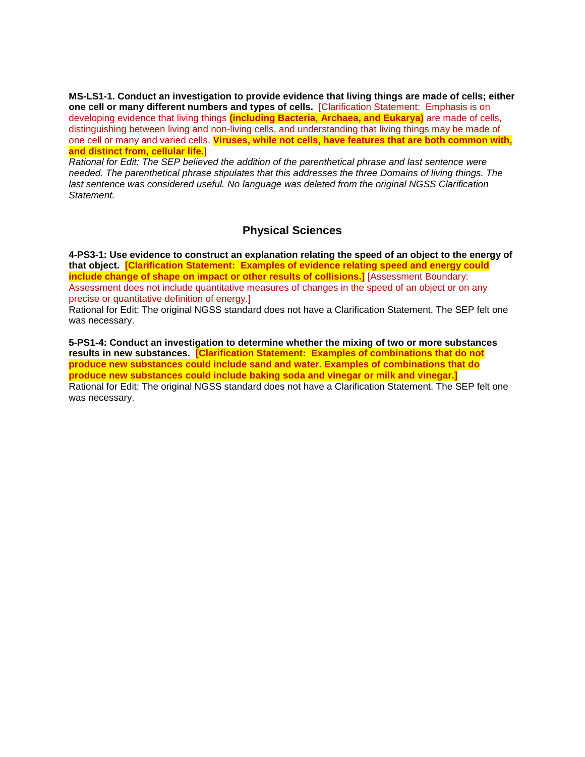**MS-LS1-1. Conduct an investigation to provide evidence that living things are made of cells; either one cell or many different numbers and types of cells.** [Clarification Statement: Emphasis is on developing evidence that living things **(including Bacteria, Archaea, and Eukarya)** are made of cells, distinguishing between living and non-living cells, and understanding that living things may be made of one cell or many and varied cells. **Viruses, while not cells, have features that are both common with, and distinct from, cellular life.**]

*Rational for Edit: The SEP believed the addition of the parenthetical phrase and last sentence were needed. The parenthetical phrase stipulates that this addresses the three Domains of living things. The last sentence was considered useful. No language was deleted from the original NGSS Clarification Statement.*

## Physical Sciences

**4-PS3-1: Use evidence to construct an explanation relating the speed of an object to the energy of that object.** **[Clarification Statement: Examples of evidence relating speed and energy could include change of shape on impact or other results of collisions.]** [Assessment Boundary: Assessment does not include quantitative measures of changes in the speed of an object or on any precise or quantitative definition of energy.]

Rational for Edit: The original NGSS standard does not have a Clarification Statement. The SEP felt one was necessary.

**5-PS1-4: Conduct an investigation to determine whether the mixing of two or more substances results in new substances.** **[Clarification Statement: Examples of combinations that do not produce new substances could include sand and water. Examples of combinations that do produce new substances could include baking soda and vinegar or milk and vinegar.]**

Rational for Edit: The original NGSS standard does not have a Clarification Statement. The SEP felt one was necessary.